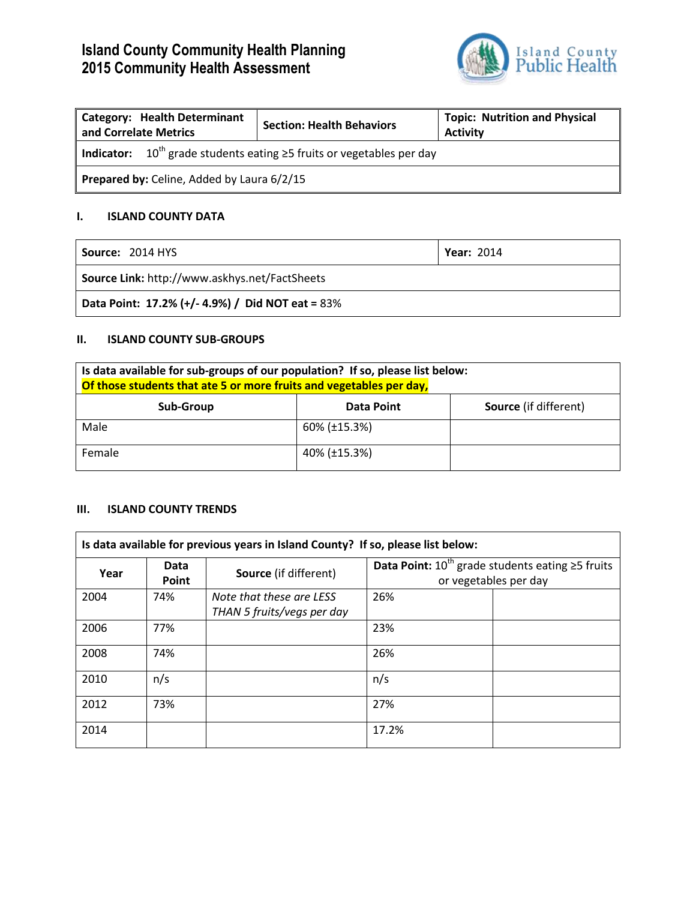# Island County Community Health Planning
# 2015 Community Health Assessment

Island County Public Health

| | | |
|---|---|---|
| **Category: Health Determinant and Correlate Metrics** | **Section: Health Behaviors** | **Topic: Nutrition and Physical Activity** |
| **Indicator:** 10th grade students eating ≥5 fruits or vegetables per day | | |
| **Prepared by:** Celine, Added by Laura 6/2/15 | | |

## I. ISLAND COUNTY DATA

| | |
|---|---|
| **Source:** 2014 HYS | **Year:** 2014 |
| **Source Link:** http://www.askhys.net/FactSheets | |
| **Data Point: 17.2% (+/- 4.9%) / Did NOT eat =** 83% | |

## II. ISLAND COUNTY SUB-GROUPS

**Is data available for sub-groups of our population? If so, please list below:**
**Of those students that ate 5 or more fruits and vegetables per day,**

| Sub-Group | Data Point | Source (if different) |
|---|---|---|
| Male | 60% (±15.3%) | |
| Female | 40% (±15.3%) | |

## III. ISLAND COUNTY TRENDS

**Is data available for previous years in Island County? If so, please list below:**

| Year | Data Point | Source (if different) | Data Point: 10th grade students eating ≥5 fruits or vegetables per day | |
|---|---|---|---|---|
| 2004 | 74% | *Note that these are LESS THAN 5 fruits/vegs per day* | 26% | |
| 2006 | 77% | | 23% | |
| 2008 | 74% | | 26% | |
| 2010 | n/s | | n/s | |
| 2012 | 73% | | 27% | |
| 2014 | | | 17.2% | |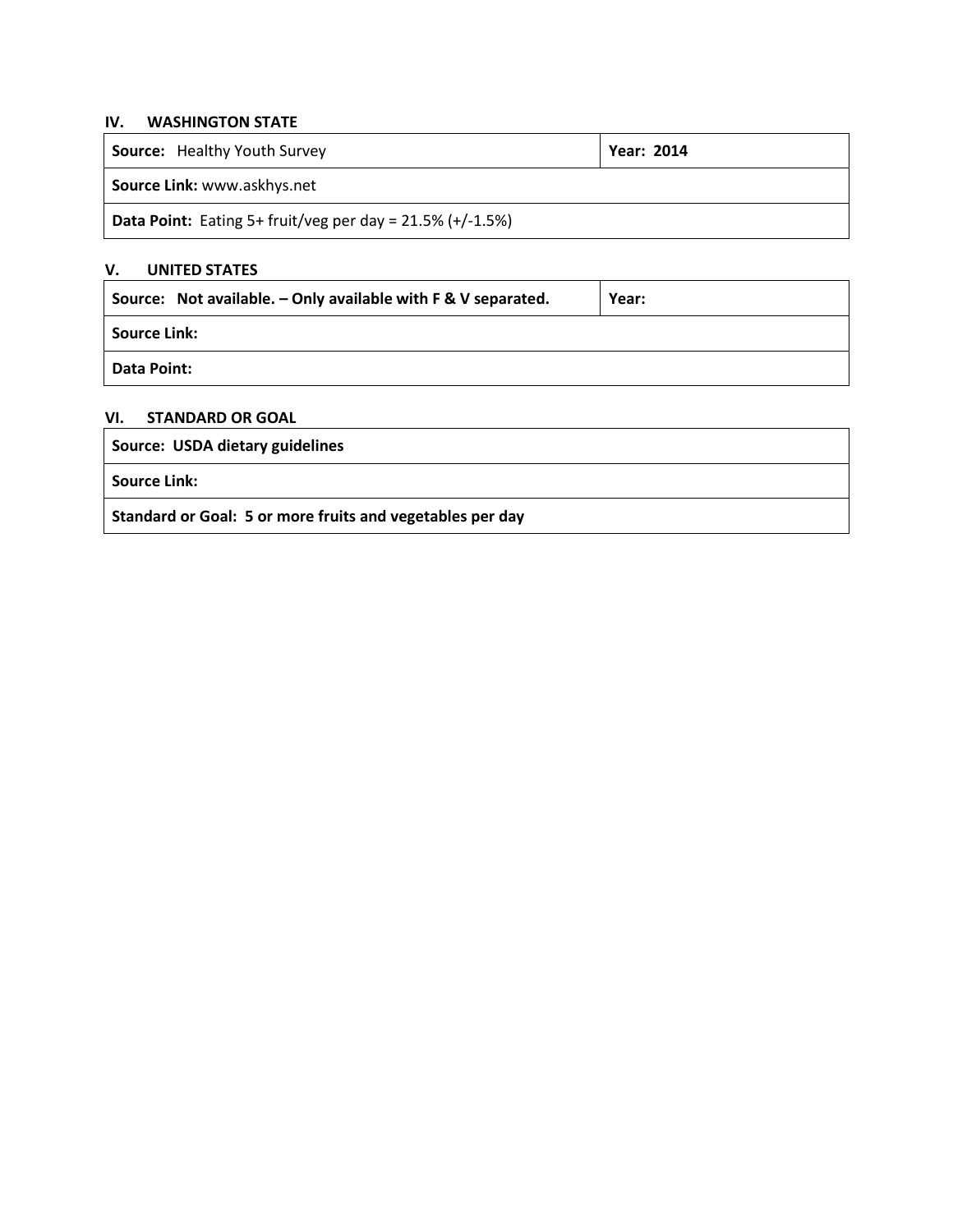### IV. WASHINGTON STATE

| | |
|---|---|
| **Source:** Healthy Youth Survey | **Year: 2014** |
| **Source Link:** www.askhys.net | |
| **Data Point:** Eating 5+ fruit/veg per day = 21.5% (+/-1.5%) | |

### V. UNITED STATES

| | |
|---|---|
| **Source: Not available. – Only available with F & V separated.** | **Year:** |
| **Source Link:** | |
| **Data Point:** | |

### VI. STANDARD OR GOAL

| |
|---|
| **Source: USDA dietary guidelines** |
| **Source Link:** |
| **Standard or Goal: 5 or more fruits and vegetables per day** |